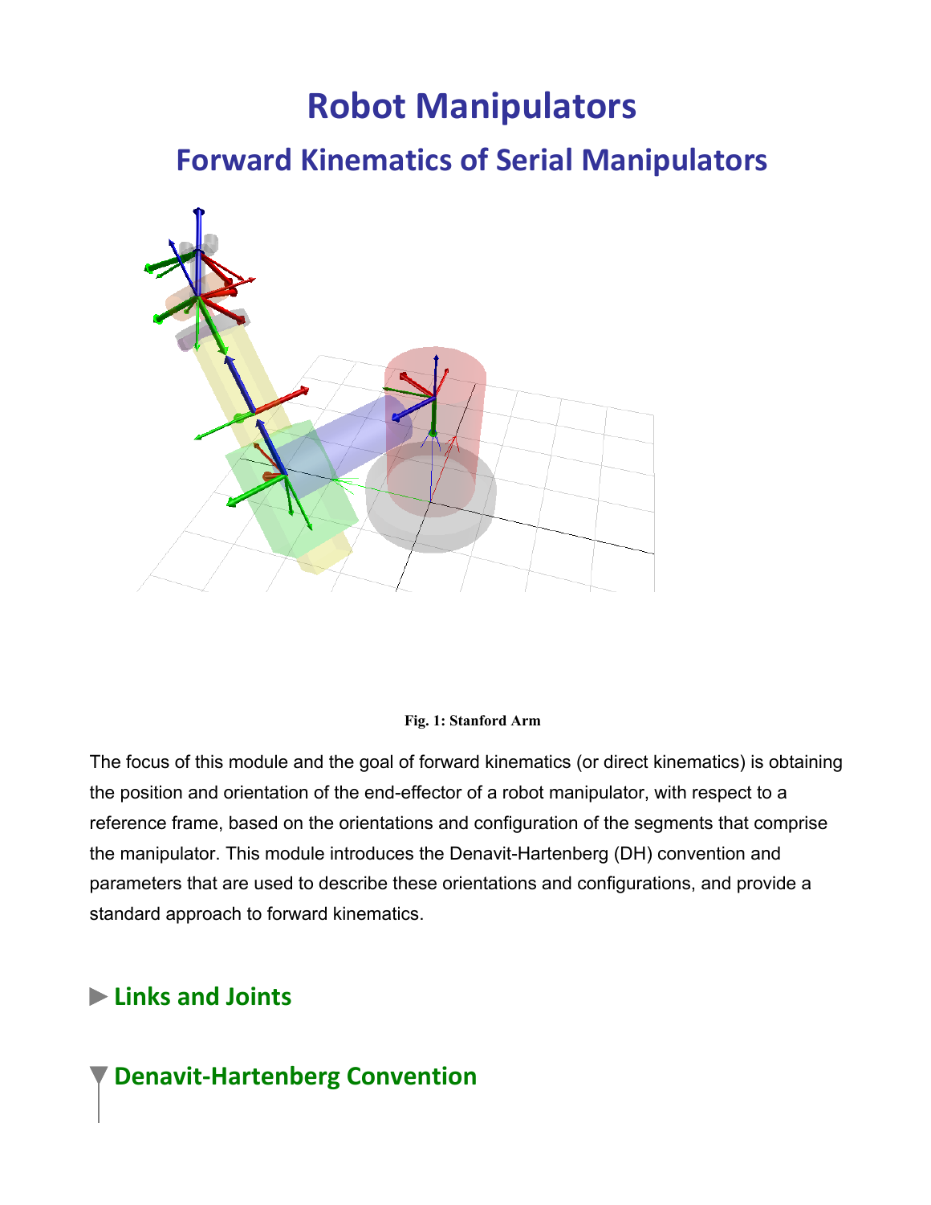# Robot Manipulators

## Forward Kinematics of Serial Manipulators

Fig. 1: Stanford Arm

The focus of this module and the goal of forward kinematics (or direct kinematics) is obtaining the position and orientation of the end-effector of a robot manipulator, with respect to a reference frame, based on the orientations and configuration of the segments that comprise the manipulator. This module introduces the Denavit-Hartenberg (DH) convention and parameters that are used to describe these orientations and configurations, and provide a standard approach to forward kinematics.

### ▶ Links and Joints

### ▼ Denavit-Hartenberg Convention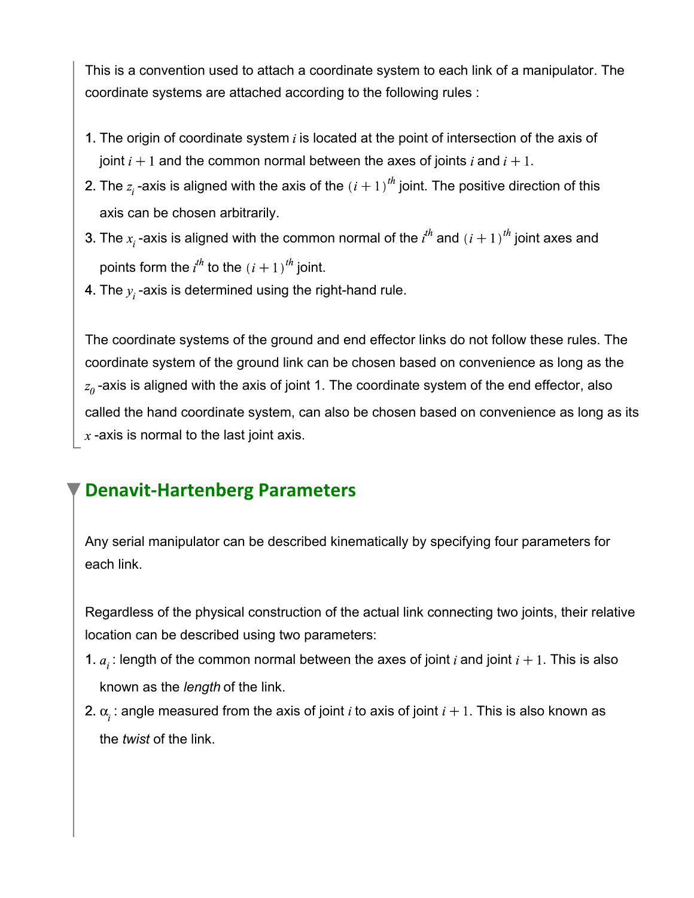This is a convention used to attach a coordinate system to each link of a manipulator. The coordinate systems are attached according to the following rules :

1. The origin of coordinate system $i$ is located at the point of intersection of the axis of joint $i+1$ and the common normal between the axes of joints $i$ and $i+1$.
2. The $z_i$ -axis is aligned with the axis of the $(i+1)^{th}$ joint. The positive direction of this axis can be chosen arbitrarily.
3. The $x_i$ -axis is aligned with the common normal of the $i^{th}$ and $(i+1)^{th}$ joint axes and points form the $i^{th}$ to the $(i+1)^{th}$ joint.
4. The $y_i$ -axis is determined using the right-hand rule.

The coordinate systems of the ground and end effector links do not follow these rules. The coordinate system of the ground link can be chosen based on convenience as long as the $z_0$ -axis is aligned with the axis of joint 1. The coordinate system of the end effector, also called the hand coordinate system, can also be chosen based on convenience as long as its $x$ -axis is normal to the last joint axis.

## Denavit-Hartenberg Parameters

Any serial manipulator can be described kinematically by specifying four parameters for each link.

Regardless of the physical construction of the actual link connecting two joints, their relative location can be described using two parameters:

1. $a_i$ : length of the common normal between the axes of joint $i$ and joint $i+1$. This is also known as the *length* of the link.
2. $\alpha_i$ : angle measured from the axis of joint $i$ to axis of joint $i+1$. This is also known as the *twist* of the link.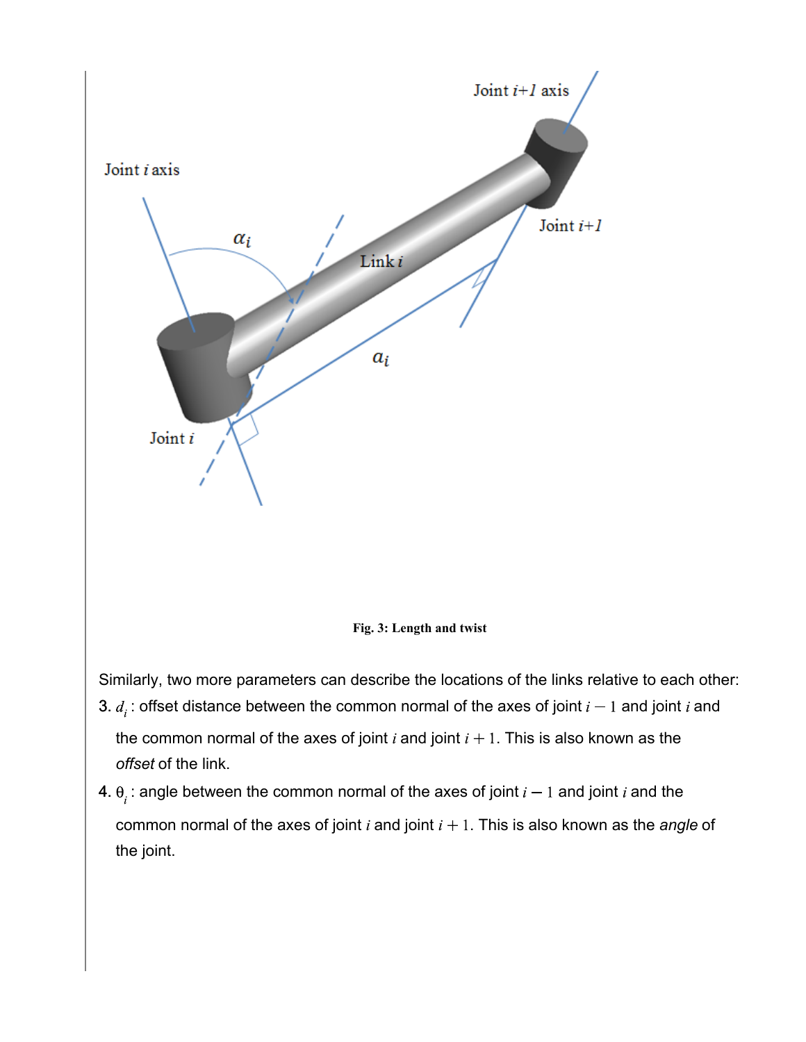Fig. 3: Length and twist

Similarly, two more parameters can describe the locations of the links relative to each other:

3. $d_i$ : offset distance between the common normal of the axes of joint $i - 1$ and joint $i$ and the common normal of the axes of joint $i$ and joint $i + 1$. This is also known as the *offset* of the link.
4. $\theta_i$ : angle between the common normal of the axes of joint $i - 1$ and joint $i$ and the common normal of the axes of joint $i$ and joint $i + 1$. This is also known as the *angle* of the joint.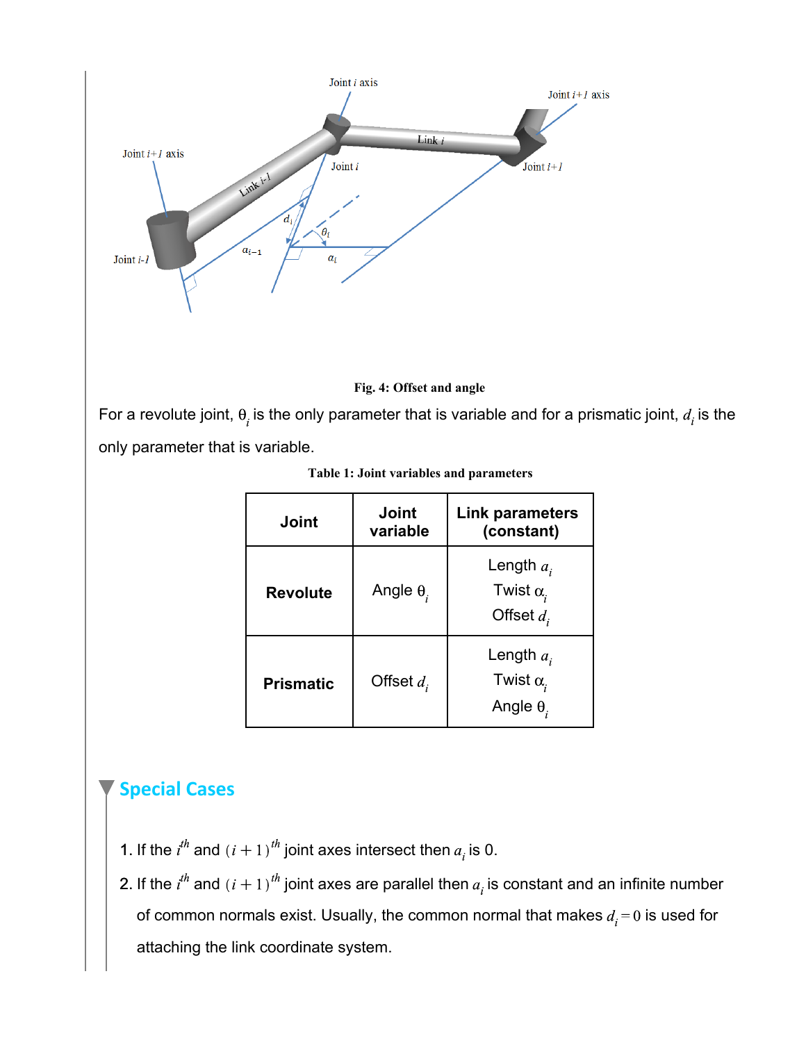Fig. 4: Offset and angle

For a revolute joint, $\theta_i$ is the only parameter that is variable and for a prismatic joint, $d_i$ is the only parameter that is variable.

**Table 1: Joint variables and parameters**

| Joint | Joint variable | Link parameters (constant) |
|---|---|---|
| **Revolute** | Angle $\theta_i$ | Length $a_i$<br>Twist $\alpha_i$<br>Offset $d_i$ |
| **Prismatic** | Offset $d_i$ | Length $a_i$<br>Twist $\alpha_i$<br>Angle $\theta_i$ |

## Special Cases

1. If the $i^{th}$ and $(i+1)^{th}$ joint axes intersect then $a_i$ is 0.
2. If the $i^{th}$ and $(i+1)^{th}$ joint axes are parallel then $a_i$ is constant and an infinite number of common normals exist. Usually, the common normal that makes $d_i = 0$ is used for attaching the link coordinate system.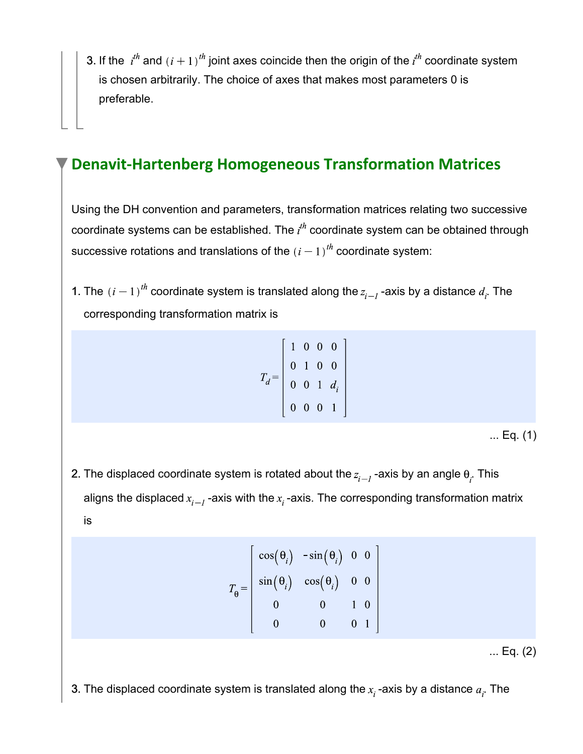3. If the $i^{th}$ and $(i+1)^{th}$ joint axes coincide then the origin of the $i^{th}$ coordinate system is chosen arbitrarily. The choice of axes that makes most parameters 0 is preferable.

## Denavit-Hartenberg Homogeneous Transformation Matrices

Using the DH convention and parameters, transformation matrices relating two successive coordinate systems can be established. The $i^{th}$ coordinate system can be obtained through successive rotations and translations of the $(i-1)^{th}$ coordinate system:

1. The $(i-1)^{th}$ coordinate system is translated along the $z_{i-1}$-axis by a distance $d_i$. The corresponding transformation matrix is

$$T_d = \begin{bmatrix} 1 & 0 & 0 & 0 \\ 0 & 1 & 0 & 0 \\ 0 & 0 & 1 & d_i \\ 0 & 0 & 0 & 1 \end{bmatrix}$$

... Eq. (1)

2. The displaced coordinate system is rotated about the $z_{i-1}$-axis by an angle $\theta_i$. This aligns the displaced $x_{i-1}$-axis with the $x_i$-axis. The corresponding transformation matrix is

$$T_\theta = \begin{bmatrix} \cos(\theta_i) & -\sin(\theta_i) & 0 & 0 \\ \sin(\theta_i) & \cos(\theta_i) & 0 & 0 \\ 0 & 0 & 1 & 0 \\ 0 & 0 & 0 & 1 \end{bmatrix}$$

... Eq. (2)

3. The displaced coordinate system is translated along the $x_i$-axis by a distance $a_i$. The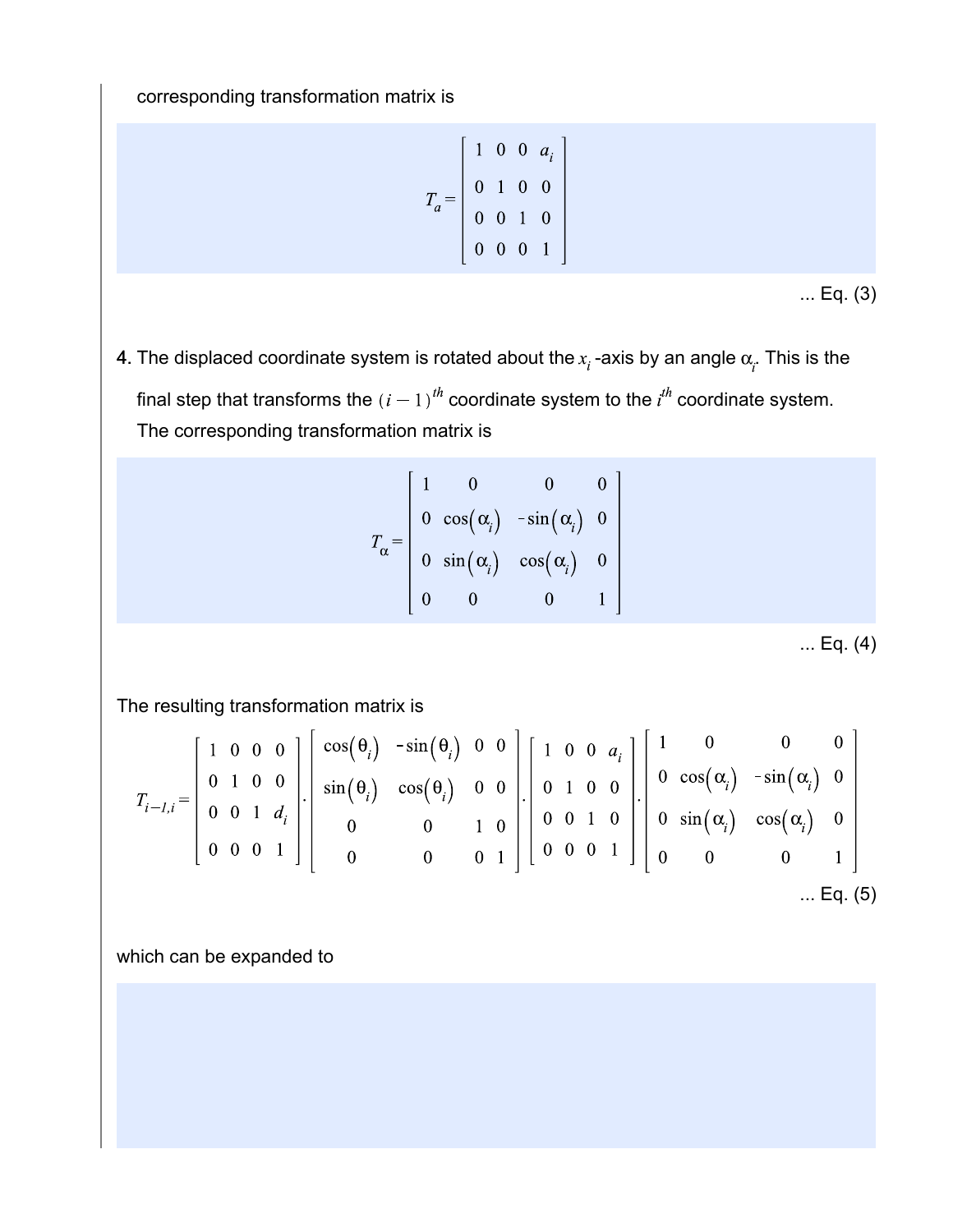corresponding transformation matrix is

$$T_a = \begin{bmatrix} 1 & 0 & 0 & a_i \\ 0 & 1 & 0 & 0 \\ 0 & 0 & 1 & 0 \\ 0 & 0 & 0 & 1 \end{bmatrix}$$

... Eq. (3)

4. The displaced coordinate system is rotated about the $x_i$-axis by an angle $\alpha_i$. This is the final step that transforms the $(i-1)^{th}$ coordinate system to the $i^{th}$ coordinate system. The corresponding transformation matrix is

$$T_\alpha = \begin{bmatrix} 1 & 0 & 0 & 0 \\ 0 & \cos(\alpha_i) & -\sin(\alpha_i) & 0 \\ 0 & \sin(\alpha_i) & \cos(\alpha_i) & 0 \\ 0 & 0 & 0 & 1 \end{bmatrix}$$

... Eq. (4)

The resulting transformation matrix is

$$T_{i-1,i} = \begin{bmatrix} 1 & 0 & 0 & 0 \\ 0 & 1 & 0 & 0 \\ 0 & 0 & 1 & d_i \\ 0 & 0 & 0 & 1 \end{bmatrix} \cdot \begin{bmatrix} \cos(\theta_i) & -\sin(\theta_i) & 0 & 0 \\ \sin(\theta_i) & \cos(\theta_i) & 0 & 0 \\ 0 & 0 & 1 & 0 \\ 0 & 0 & 0 & 1 \end{bmatrix} \cdot \begin{bmatrix} 1 & 0 & 0 & a_i \\ 0 & 1 & 0 & 0 \\ 0 & 0 & 1 & 0 \\ 0 & 0 & 0 & 1 \end{bmatrix} \cdot \begin{bmatrix} 1 & 0 & 0 & 0 \\ 0 & \cos(\alpha_i) & -\sin(\alpha_i) & 0 \\ 0 & \sin(\alpha_i) & \cos(\alpha_i) & 0 \\ 0 & 0 & 0 & 1 \end{bmatrix}$$

... Eq. (5)

which can be expanded to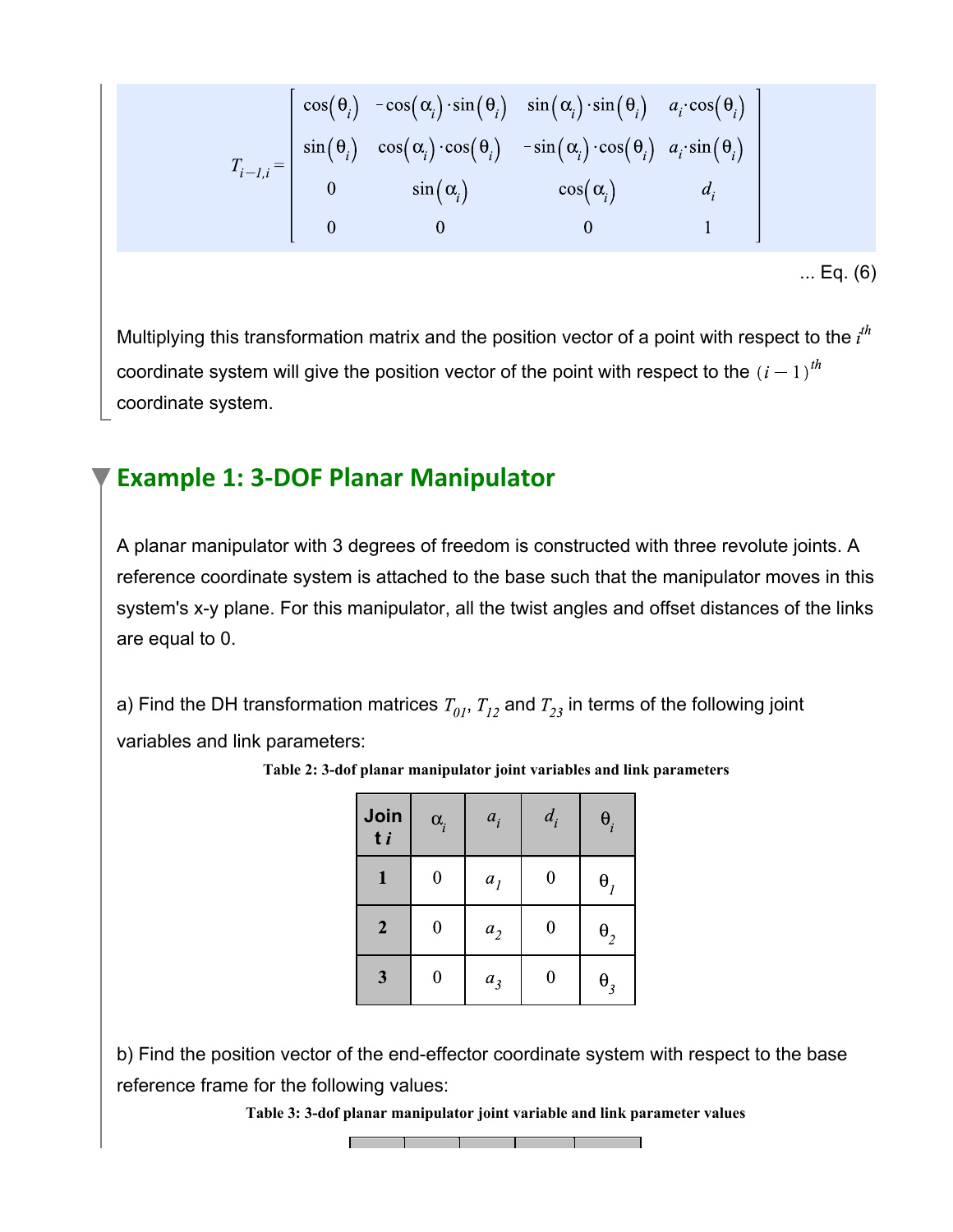$$T_{i-1,i} = \begin{bmatrix} \cos(\theta_i) & -\cos(\alpha_i)\cdot\sin(\theta_i) & \sin(\alpha_i)\cdot\sin(\theta_i) & a_i\cdot\cos(\theta_i) \\ \sin(\theta_i) & \cos(\alpha_i)\cdot\cos(\theta_i) & -\sin(\alpha_i)\cdot\cos(\theta_i) & a_i\cdot\sin(\theta_i) \\ 0 & \sin(\alpha_i) & \cos(\alpha_i) & d_i \\ 0 & 0 & 0 & 1 \end{bmatrix}$$

... Eq. (6)

Multiplying this transformation matrix and the position vector of a point with respect to the $i^{th}$ coordinate system will give the position vector of the point with respect to the $(i-1)^{th}$ coordinate system.

## Example 1: 3-DOF Planar Manipulator

A planar manipulator with 3 degrees of freedom is constructed with three revolute joints. A reference coordinate system is attached to the base such that the manipulator moves in this system's x-y plane. For this manipulator, all the twist angles and offset distances of the links are equal to 0.

a) Find the DH transformation matrices $T_{01}$, $T_{12}$ and $T_{23}$ in terms of the following joint variables and link parameters:

**Table 2: 3-dof planar manipulator joint variables and link parameters**

| Joint *i* | $\alpha_i$ | $a_i$ | $d_i$ | $\theta_i$ |
|---|---|---|---|---|
| **1** | 0 | $a_1$ | 0 | $\theta_1$ |
| **2** | 0 | $a_2$ | 0 | $\theta_2$ |
| **3** | 0 | $a_3$ | 0 | $\theta_3$ |

b) Find the position vector of the end-effector coordinate system with respect to the base reference frame for the following values:

**Table 3: 3-dof planar manipulator joint variable and link parameter values**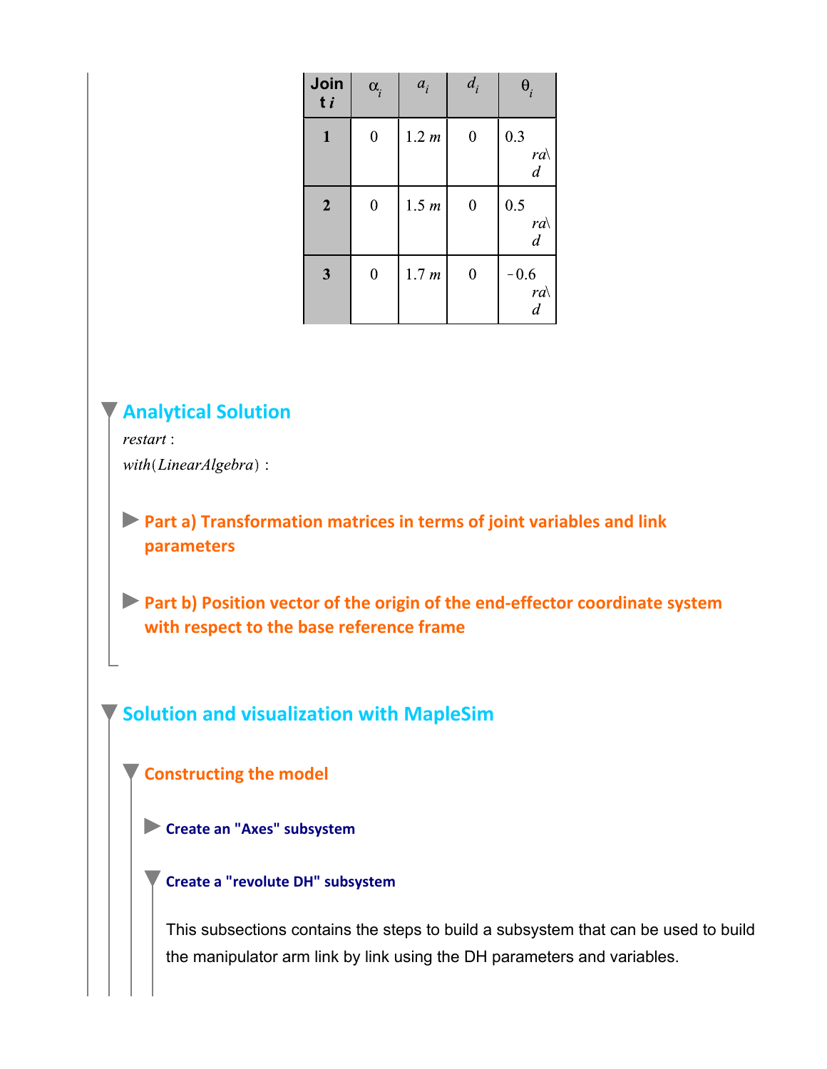| Joint $i$ | $\alpha_i$ | $a_i$ | $d_i$ | $\theta_i$ |
|---|---|---|---|---|
| **1** | 0 | 1.2 $m$ | 0 | 0.3 $rad$ |
| **2** | 0 | 1.5 $m$ | 0 | 0.5 $rad$ |
| **3** | 0 | 1.7 $m$ | 0 | −0.6 $rad$ |

## Analytical Solution

*restart* :
*with*(*LinearAlgebra*) :

### Part a) Transformation matrices in terms of joint variables and link parameters

### Part b) Position vector of the origin of the end-effector coordinate system with respect to the base reference frame

## Solution and visualization with MapleSim

### Constructing the model

#### Create an "Axes" subsystem

#### Create a "revolute DH" subsystem

This subsections contains the steps to build a subsystem that can be used to build the manipulator arm link by link using the DH parameters and variables.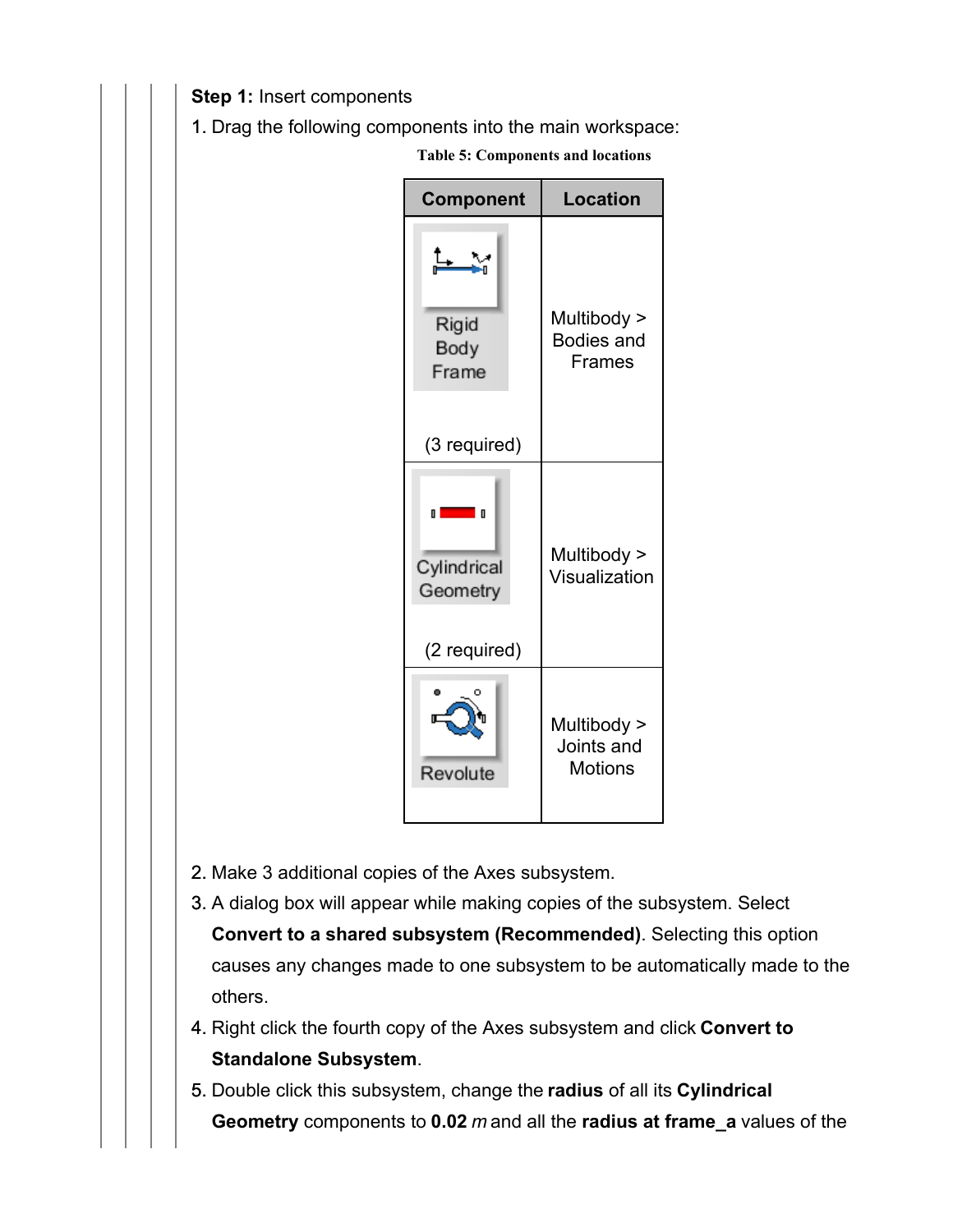**Step 1:** Insert components

1. Drag the following components into the main workspace:

**Table 5: Components and locations**

| Component | Location |
| --- | --- |
| Rigid Body Frame (3 required) | Multibody > Bodies and Frames |
| Cylindrical Geometry (2 required) | Multibody > Visualization |
| Revolute | Multibody > Joints and Motions |

2. Make 3 additional copies of the Axes subsystem.
3. A dialog box will appear while making copies of the subsystem. Select **Convert to a shared subsystem (Recommended)**. Selecting this option causes any changes made to one subsystem to be automatically made to the others.
4. Right click the fourth copy of the Axes subsystem and click **Convert to Standalone Subsystem**.
5. Double click this subsystem, change the **radius** of all its **Cylindrical Geometry** components to **0.02** *m* and all the **radius at frame_a** values of the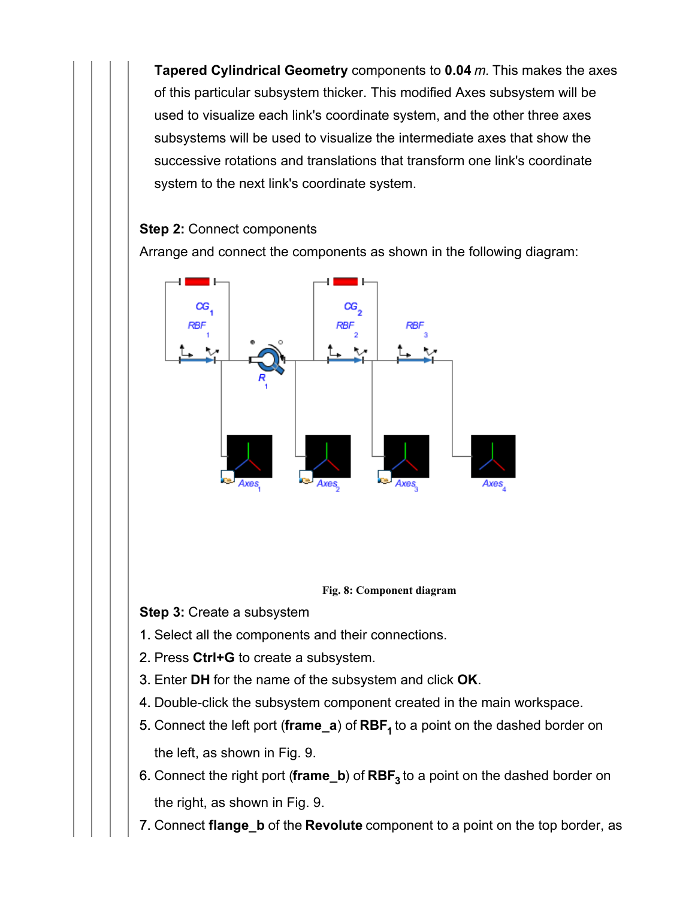**Tapered Cylindrical Geometry** components to **0.04** *m*. This makes the axes of this particular subsystem thicker. This modified Axes subsystem will be used to visualize each link's coordinate system, and the other three axes subsystems will be used to visualize the intermediate axes that show the successive rotations and translations that transform one link's coordinate system to the next link's coordinate system.

**Step 2:** Connect components

Arrange and connect the components as shown in the following diagram:

Fig. 8: Component diagram

**Step 3:** Create a subsystem

1. Select all the components and their connections.
2. Press **Ctrl+G** to create a subsystem.
3. Enter **DH** for the name of the subsystem and click **OK**.
4. Double-click the subsystem component created in the main workspace.
5. Connect the left port (**frame_a**) of $\mathbf{RBF_1}$ to a point on the dashed border on the left, as shown in Fig. 9.
6. Connect the right port (**frame_b**) of $\mathbf{RBF_3}$ to a point on the dashed border on the right, as shown in Fig. 9.
7. Connect **flange_b** of the **Revolute** component to a point on the top border, as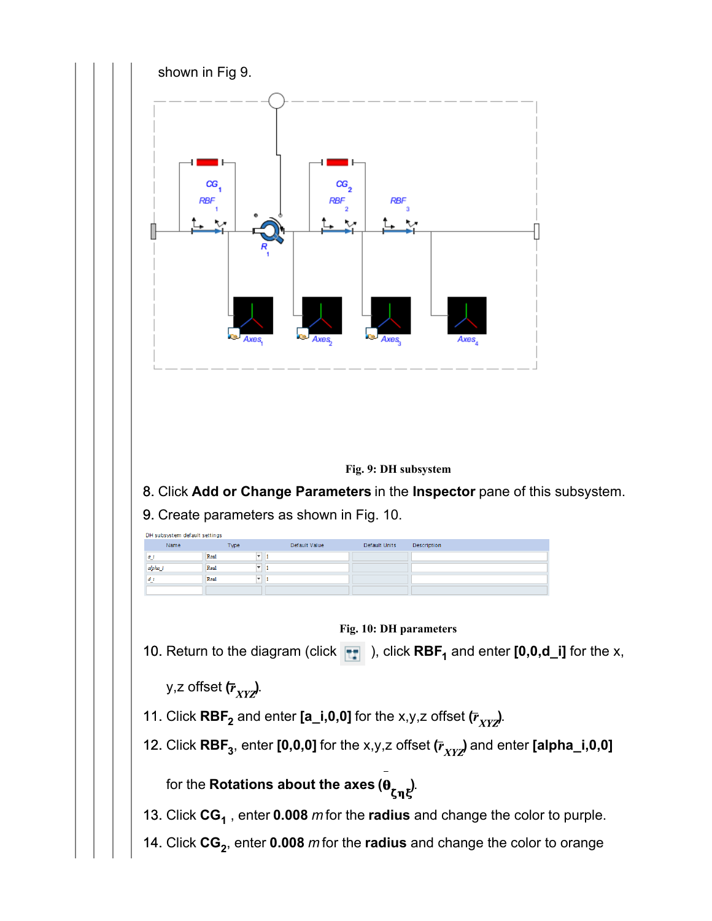shown in Fig 9.

Fig. 9: DH subsystem

8. Click **Add or Change Parameters** in the **Inspector** pane of this subsystem.
9. Create parameters as shown in Fig. 10.

DH subsystem default settings

| Name | Type | Default Value | Default Units | Description |
|---|---|---|---|---|
| a_i | Real | 1 | | |
| alpha_i | Real | 1 | | |
| d_i | Real | 1 | | |
| | | | | |

Fig. 10: DH parameters

10. Return to the diagram (click ), click **RBF$_1$** and enter **[0,0,d_i]** for the x, y,z offset ($\bar{r}_{XYZ}$).
11. Click **RBF$_2$** and enter **[a_i,0,0]** for the x,y,z offset ($\bar{r}_{XYZ}$).
12. Click **RBF$_3$**, enter **[0,0,0]** for the x,y,z offset ($\bar{r}_{XYZ}$) and enter **[alpha_i,0,0]** for the **Rotations about the axes** ($\bar{\theta}_{\zeta\eta\xi}$).
13. Click **CG$_1$** , enter **0.008** *m* for the **radius** and change the color to purple.
14. Click **CG$_2$**, enter **0.008** *m* for the **radius** and change the color to orange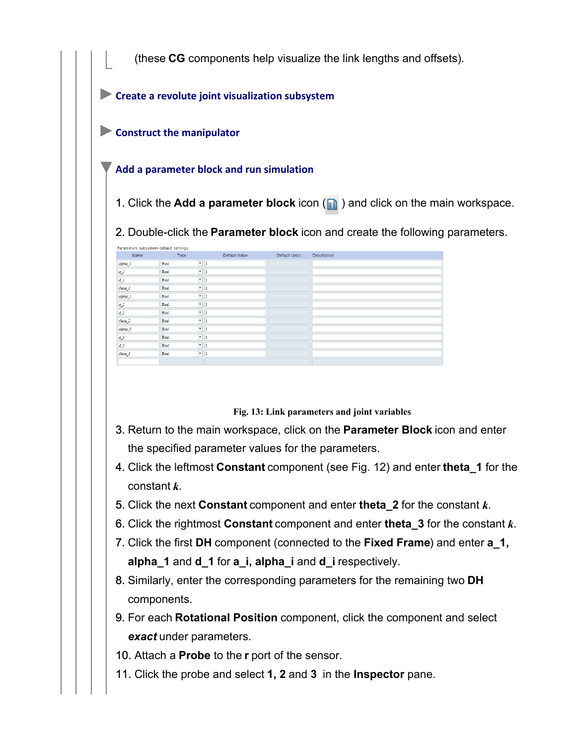(these **CG** components help visualize the link lengths and offsets).

### Create a revolute joint visualization subsystem

### Construct the manipulator

### Add a parameter block and run simulation

1. Click the **Add a parameter block** icon ( ) and click on the main workspace.
2. Double-click the **Parameter block** icon and create the following parameters.

Parameters subsystem default settings

| Name | Type | Default Value | Default Units | Description |
|---|---|---|---|---|
| alpha_1 | Real | 1 | | |
| a_1 | Real | 1 | | |
| d_1 | Real | 1 | | |
| theta_1 | Real | 1 | | |
| alpha_2 | Real | 1 | | |
| a_2 | Real | 1 | | |
| d_2 | Real | 1 | | |
| theta_2 | Real | 1 | | |
| alpha_3 | Real | 1 | | |
| a_3 | Real | 1 | | |
| d_3 | Real | 1 | | |
| theta_3 | Real | 1 | | |

**Fig. 13: Link parameters and joint variables**

3. Return to the main workspace, click on the **Parameter Block** icon and enter the specified parameter values for the parameters.
4. Click the leftmost **Constant** component (see Fig. 12) and enter **theta_1** for the constant ***k***.
5. Click the next **Constant** component and enter **theta_2** for the constant ***k***.
6. Click the rightmost **Constant** component and enter **theta_3** for the constant ***k***.
7. Click the first **DH** component (connected to the **Fixed Frame**) and enter **a_1, alpha_1** and **d_1** for **a_i, alpha_i** and **d_i** respectively.
8. Similarly, enter the corresponding parameters for the remaining two **DH** components.
9. For each **Rotational Position** component, click the component and select ***exact*** under parameters.
10. Attach a **Probe** to the **r** port of the sensor.
11. Click the probe and select **1, 2** and **3** in the **Inspector** pane.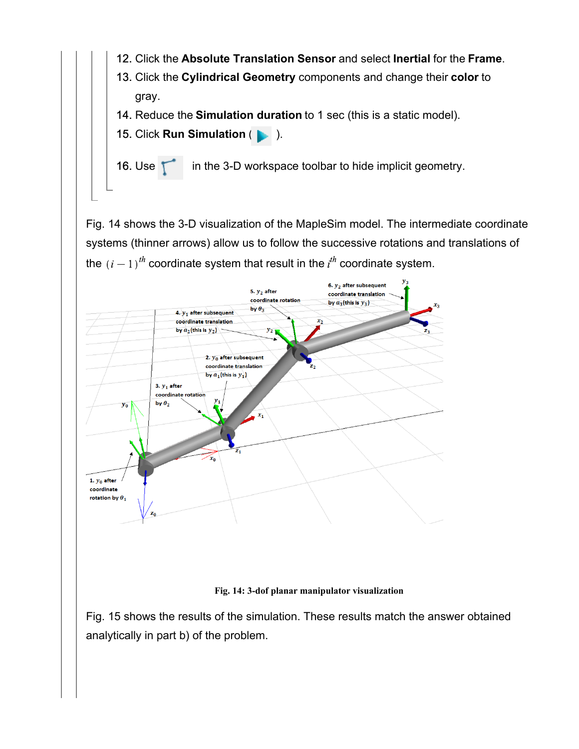12. Click the **Absolute Translation Sensor** and select **Inertial** for the **Frame**.
13. Click the **Cylindrical Geometry** components and change their **color** to gray.
14. Reduce the **Simulation duration** to 1 sec (this is a static model).
15. Click **Run Simulation** ( ▶ ).
16. Use in the 3-D workspace toolbar to hide implicit geometry.

Fig. 14 shows the 3-D visualization of the MapleSim model. The intermediate coordinate systems (thinner arrows) allow us to follow the successive rotations and translations of the $(i-1)^{th}$ coordinate system that result in the $i^{th}$ coordinate system.

**Fig. 14: 3-dof planar manipulator visualization**

Fig. 15 shows the results of the simulation. These results match the answer obtained analytically in part b) of the problem.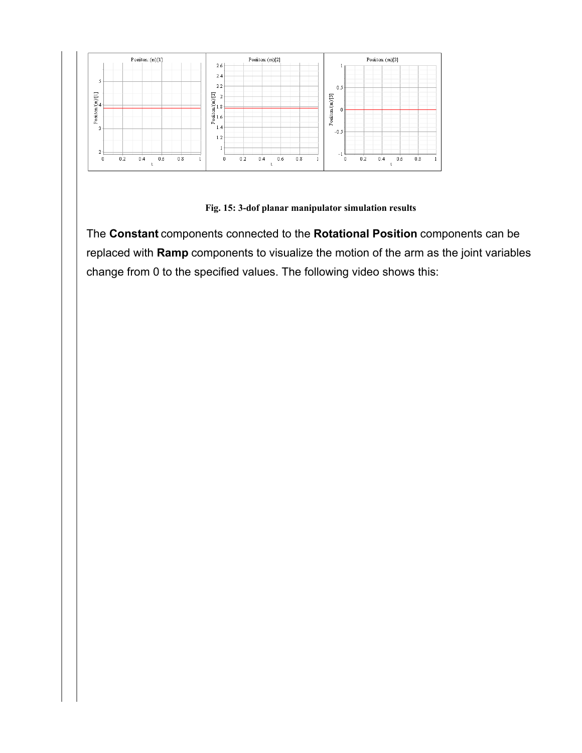Fig. 15: 3-dof planar manipulator simulation results

The **Constant** components connected to the **Rotational Position** components can be replaced with **Ramp** components to visualize the motion of the arm as the joint variables change from 0 to the specified values. The following video shows this: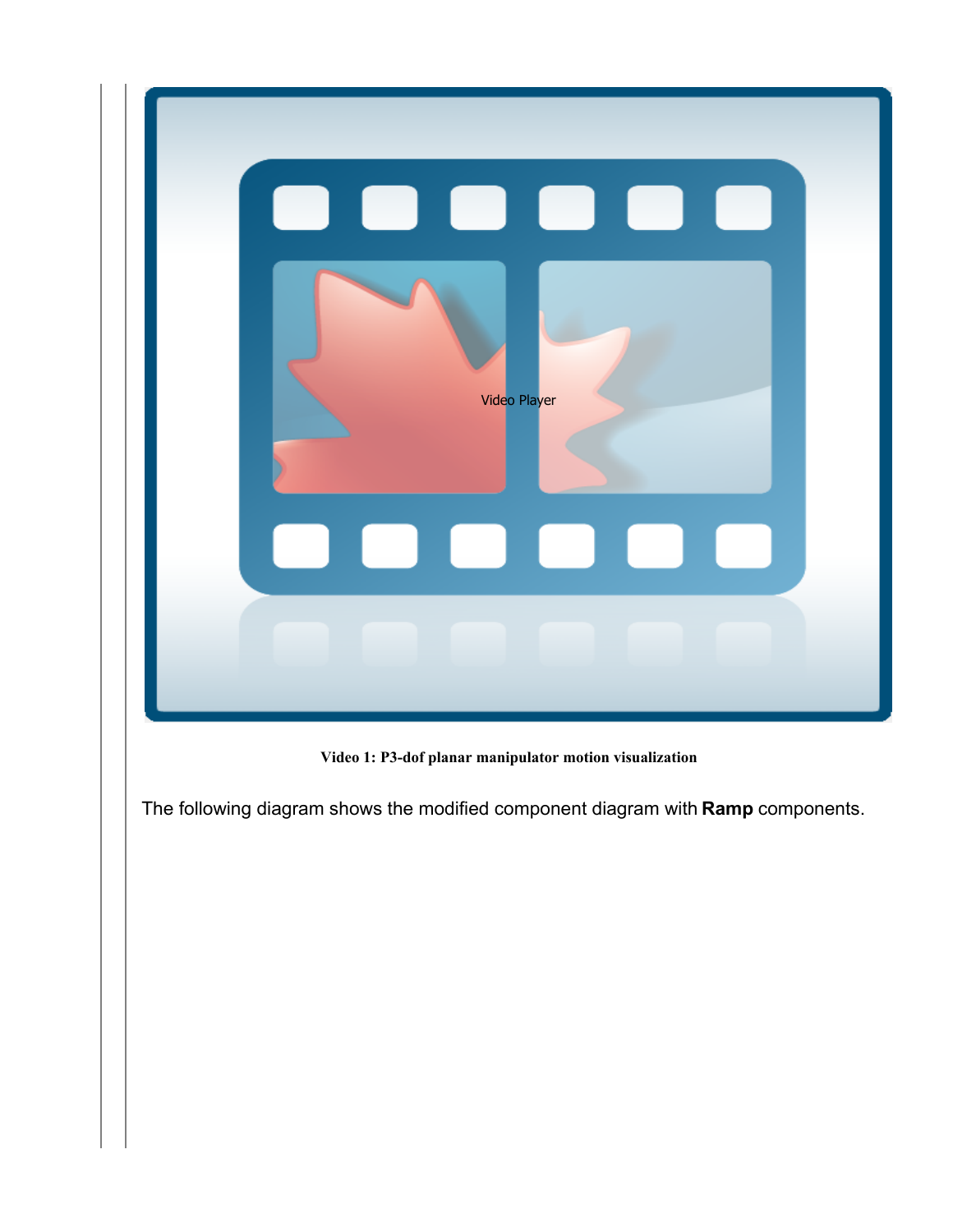Video 1: P3-dof planar manipulator motion visualization

The following diagram shows the modified component diagram with **Ramp** components.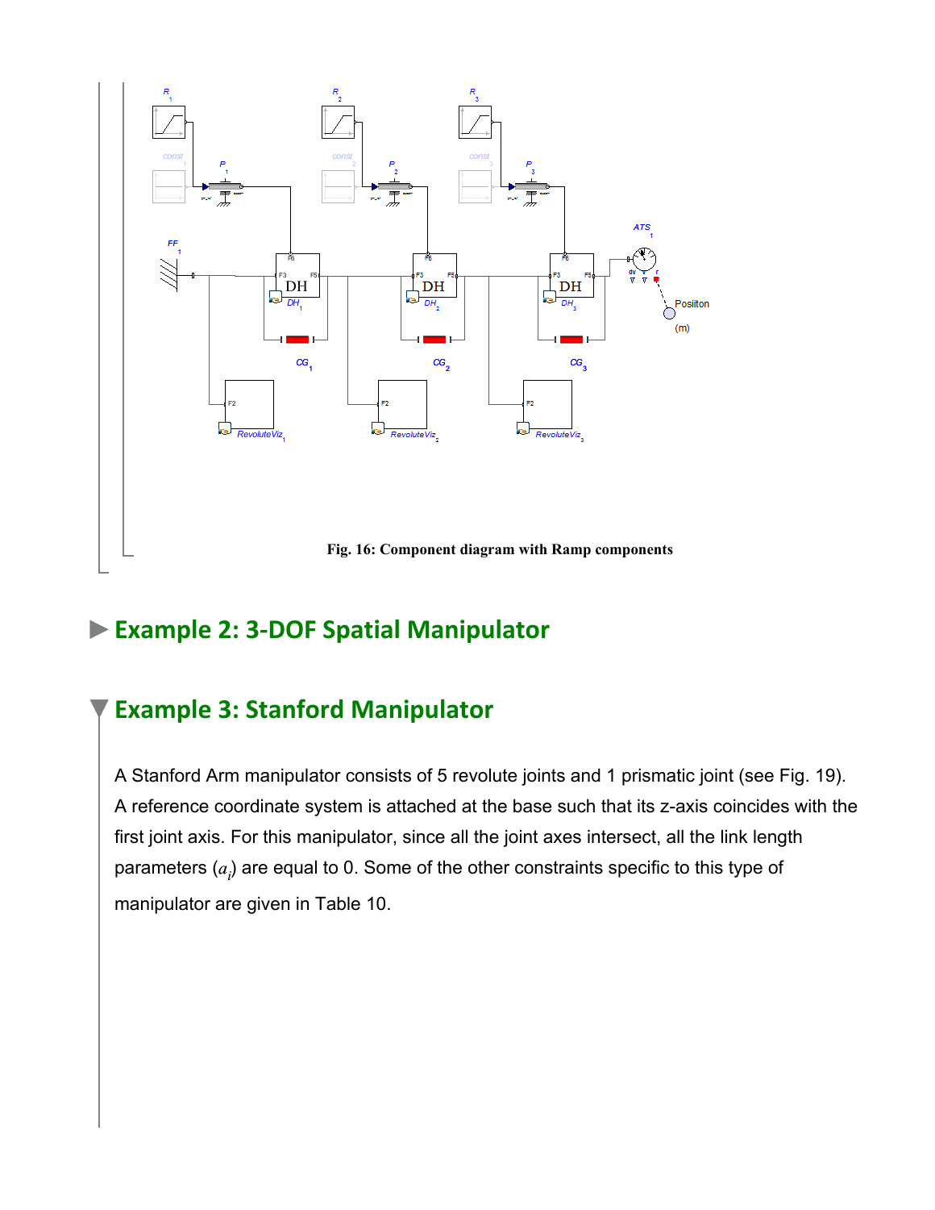Fig. 16: Component diagram with Ramp components

## ▶ Example 2: 3-DOF Spatial Manipulator

## ▼ Example 3: Stanford Manipulator

A Stanford Arm manipulator consists of 5 revolute joints and 1 prismatic joint (see Fig. 19). A reference coordinate system is attached at the base such that its z-axis coincides with the first joint axis. For this manipulator, since all the joint axes intersect, all the link length parameters ($a_i$) are equal to 0. Some of the other constraints specific to this type of manipulator are given in Table 10.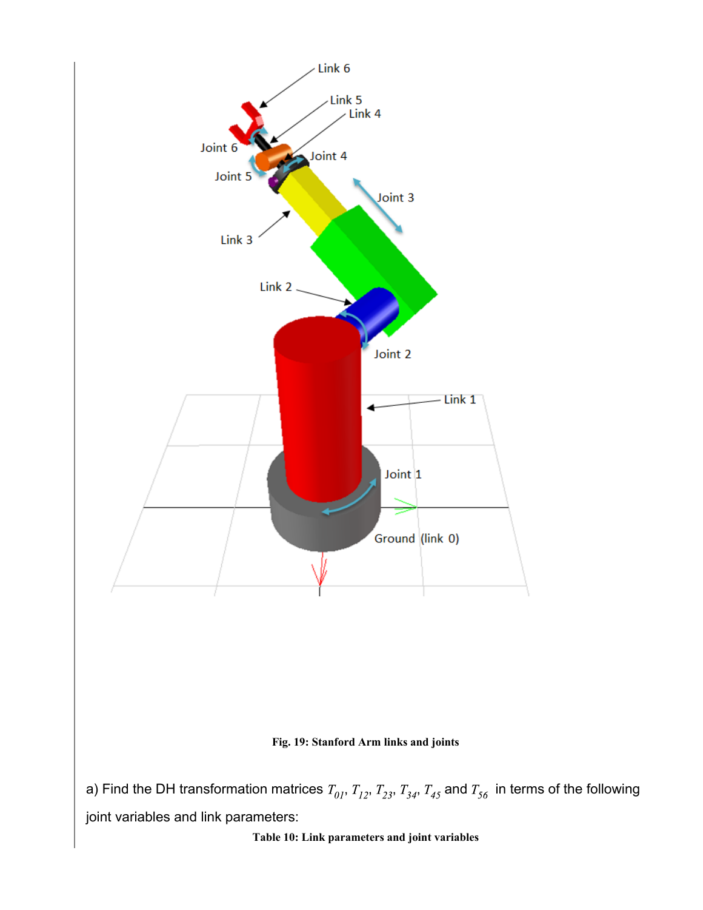Fig. 19: Stanford Arm links and joints

a) Find the DH transformation matrices $T_{01}$, $T_{12}$, $T_{23}$, $T_{34}$, $T_{45}$ and $T_{56}$ in terms of the following joint variables and link parameters:

**Table 10: Link parameters and joint variables**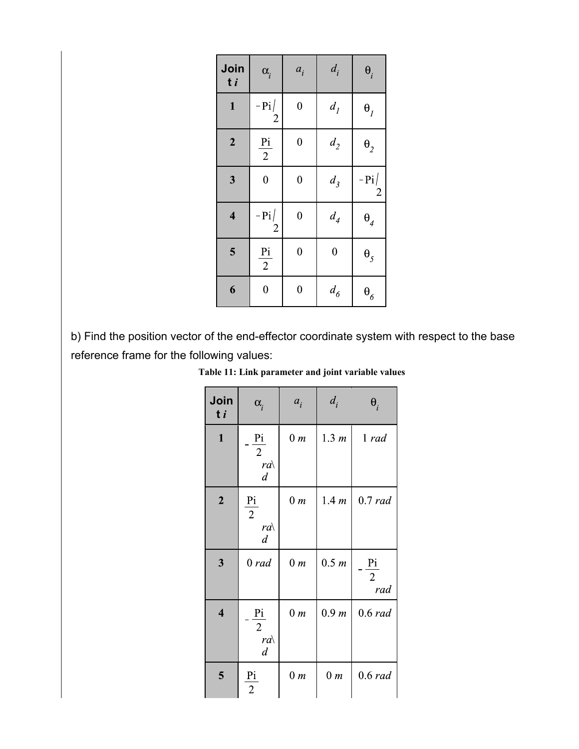| Joint $i$ | $\alpha_i$ | $a_i$ | $d_i$ | $\theta_i$ |
|---|---|---|---|---|
| 1 | $-\mathrm{Pi}/2$ | 0 | $d_1$ | $\theta_1$ |
| 2 | $\frac{\mathrm{Pi}}{2}$ | 0 | $d_2$ | $\theta_2$ |
| 3 | 0 | 0 | $d_3$ | $-\mathrm{Pi}/2$ |
| 4 | $-\mathrm{Pi}/2$ | 0 | $d_4$ | $\theta_4$ |
| 5 | $\frac{\mathrm{Pi}}{2}$ | 0 | 0 | $\theta_5$ |
| 6 | 0 | 0 | $d_6$ | $\theta_6$ |

b) Find the position vector of the end-effector coordinate system with respect to the base reference frame for the following values:

**Table 11: Link parameter and joint variable values**

| Joint $i$ | $\alpha_i$ | $a_i$ | $d_i$ | $\theta_i$ |
|---|---|---|---|---|
| 1 | $-\frac{\mathrm{Pi}}{2}$ *rad* | 0 *m* | 1.3 *m* | 1 *rad* |
| 2 | $\frac{\mathrm{Pi}}{2}$ *rad* | 0 *m* | 1.4 *m* | 0.7 *rad* |
| 3 | 0 *rad* | 0 *m* | 0.5 *m* | $-\frac{\mathrm{Pi}}{2}$ *rad* |
| 4 | $-\frac{\mathrm{Pi}}{2}$ *rad* | 0 *m* | 0.9 *m* | 0.6 *rad* |
| 5 | $\frac{\mathrm{Pi}}{2}$ | 0 *m* | 0 *m* | 0.6 *rad* |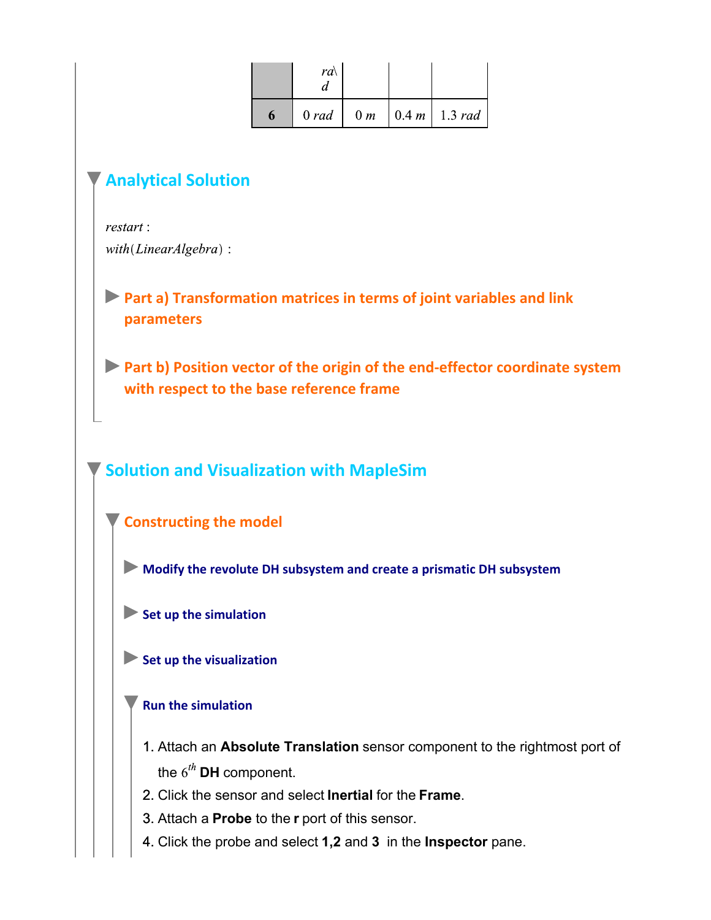|  | rad |  |  |  |
|---|---|---|---|---|
| **6** | 0 *rad* | 0 *m* | 0.4 *m* | 1.3 *rad* |

## Analytical Solution

```
restart :
with(LinearAlgebra) :
```

### Part a) Transformation matrices in terms of joint variables and link parameters

### Part b) Position vector of the origin of the end-effector coordinate system with respect to the base reference frame

## Solution and Visualization with MapleSim

### Constructing the model

#### Modify the revolute DH subsystem and create a prismatic DH subsystem

#### Set up the simulation

#### Set up the visualization

#### Run the simulation

1. Attach an **Absolute Translation** sensor component to the rightmost port of the $6^{th}$ **DH** component.
2. Click the sensor and select **Inertial** for the **Frame**.
3. Attach a **Probe** to the **r** port of this sensor.
4. Click the probe and select **1,2** and **3** in the **Inspector** pane.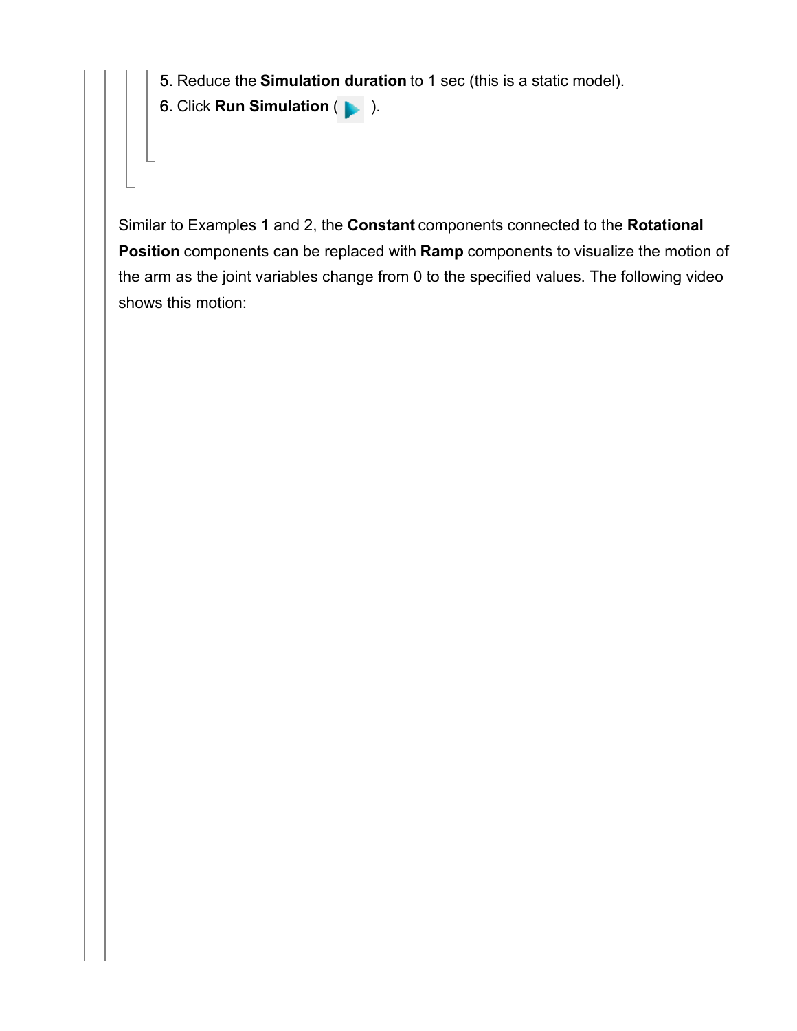5. Reduce the **Simulation duration** to 1 sec (this is a static model).
6. Click **Run Simulation** ( ).

Similar to Examples 1 and 2, the **Constant** components connected to the **Rotational Position** components can be replaced with **Ramp** components to visualize the motion of the arm as the joint variables change from 0 to the specified values. The following video shows this motion: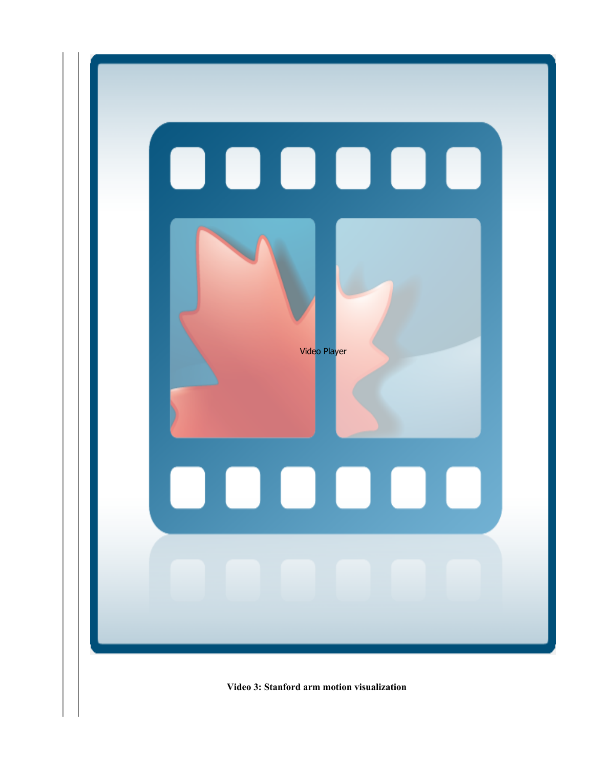Video Player

**Video 3: Stanford arm motion visualization**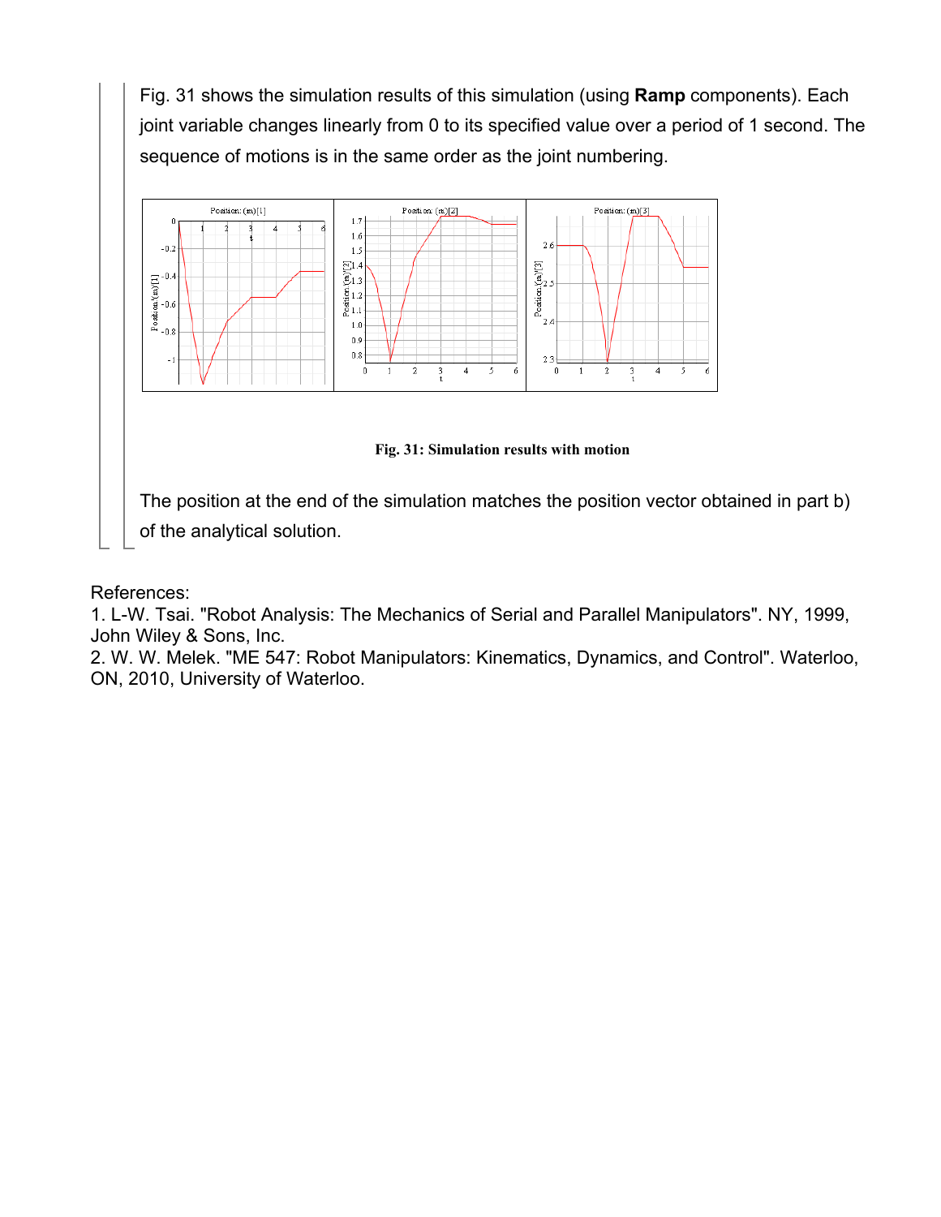Fig. 31 shows the simulation results of this simulation (using **Ramp** components). Each joint variable changes linearly from 0 to its specified value over a period of 1 second. The sequence of motions is in the same order as the joint numbering.

Position: (m)[1]

Position: (m)[2]

Position: (m)[3]

**Fig. 31: Simulation results with motion**

The position at the end of the simulation matches the position vector obtained in part b) of the analytical solution.

References:

1. L-W. Tsai. "Robot Analysis: The Mechanics of Serial and Parallel Manipulators". NY, 1999, John Wiley & Sons, Inc.
2. W. W. Melek. "ME 547: Robot Manipulators: Kinematics, Dynamics, and Control". Waterloo, ON, 2010, University of Waterloo.